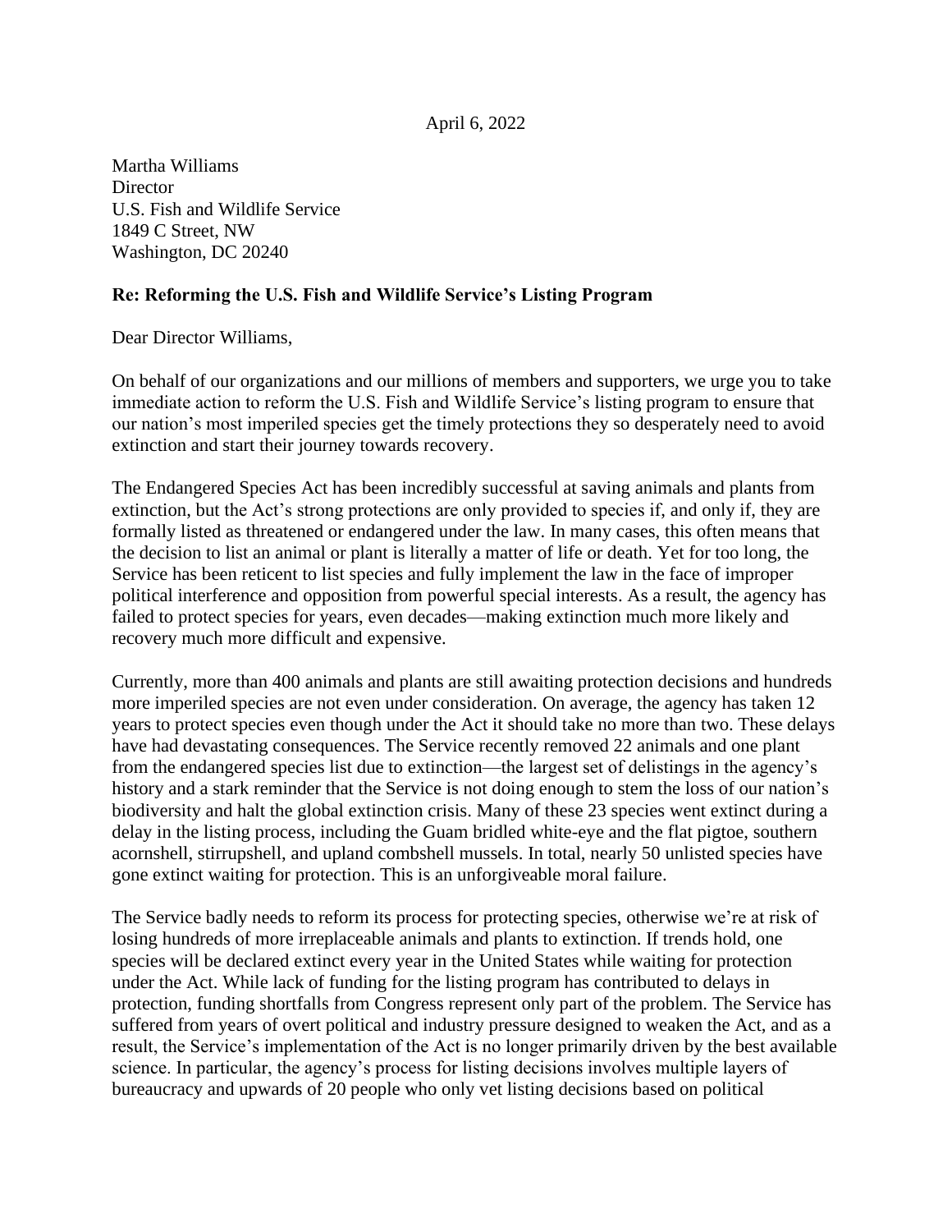April 6, 2022

Martha Williams
Director
U.S. Fish and Wildlife Service
1849 C Street, NW
Washington, DC 20240

**Re: Reforming the U.S. Fish and Wildlife Service's Listing Program**

Dear Director Williams,

On behalf of our organizations and our millions of members and supporters, we urge you to take immediate action to reform the U.S. Fish and Wildlife Service's listing program to ensure that our nation's most imperiled species get the timely protections they so desperately need to avoid extinction and start their journey towards recovery.

The Endangered Species Act has been incredibly successful at saving animals and plants from extinction, but the Act's strong protections are only provided to species if, and only if, they are formally listed as threatened or endangered under the law. In many cases, this often means that the decision to list an animal or plant is literally a matter of life or death. Yet for too long, the Service has been reticent to list species and fully implement the law in the face of improper political interference and opposition from powerful special interests. As a result, the agency has failed to protect species for years, even decades—making extinction much more likely and recovery much more difficult and expensive.

Currently, more than 400 animals and plants are still awaiting protection decisions and hundreds more imperiled species are not even under consideration. On average, the agency has taken 12 years to protect species even though under the Act it should take no more than two. These delays have had devastating consequences. The Service recently removed 22 animals and one plant from the endangered species list due to extinction—the largest set of delistings in the agency's history and a stark reminder that the Service is not doing enough to stem the loss of our nation's biodiversity and halt the global extinction crisis. Many of these 23 species went extinct during a delay in the listing process, including the Guam bridled white-eye and the flat pigtoe, southern acornshell, stirrupshell, and upland combshell mussels. In total, nearly 50 unlisted species have gone extinct waiting for protection. This is an unforgiveable moral failure.

The Service badly needs to reform its process for protecting species, otherwise we're at risk of losing hundreds of more irreplaceable animals and plants to extinction. If trends hold, one species will be declared extinct every year in the United States while waiting for protection under the Act. While lack of funding for the listing program has contributed to delays in protection, funding shortfalls from Congress represent only part of the problem. The Service has suffered from years of overt political and industry pressure designed to weaken the Act, and as a result, the Service's implementation of the Act is no longer primarily driven by the best available science. In particular, the agency's process for listing decisions involves multiple layers of bureaucracy and upwards of 20 people who only vet listing decisions based on political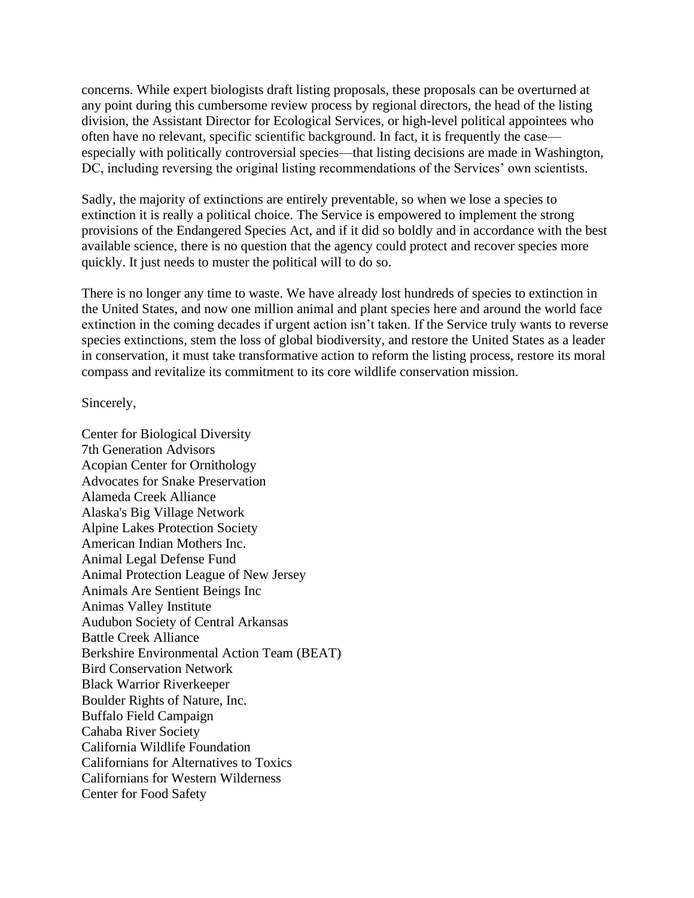concerns. While expert biologists draft listing proposals, these proposals can be overturned at any point during this cumbersome review process by regional directors, the head of the listing division, the Assistant Director for Ecological Services, or high-level political appointees who often have no relevant, specific scientific background. In fact, it is frequently the case—especially with politically controversial species—that listing decisions are made in Washington, DC, including reversing the original listing recommendations of the Services' own scientists.

Sadly, the majority of extinctions are entirely preventable, so when we lose a species to extinction it is really a political choice. The Service is empowered to implement the strong provisions of the Endangered Species Act, and if it did so boldly and in accordance with the best available science, there is no question that the agency could protect and recover species more quickly. It just needs to muster the political will to do so.

There is no longer any time to waste. We have already lost hundreds of species to extinction in the United States, and now one million animal and plant species here and around the world face extinction in the coming decades if urgent action isn't taken. If the Service truly wants to reverse species extinctions, stem the loss of global biodiversity, and restore the United States as a leader in conservation, it must take transformative action to reform the listing process, restore its moral compass and revitalize its commitment to its core wildlife conservation mission.

Sincerely,

Center for Biological Diversity
7th Generation Advisors
Acopian Center for Ornithology
Advocates for Snake Preservation
Alameda Creek Alliance
Alaska's Big Village Network
Alpine Lakes Protection Society
American Indian Mothers Inc.
Animal Legal Defense Fund
Animal Protection League of New Jersey
Animals Are Sentient Beings Inc
Animas Valley Institute
Audubon Society of Central Arkansas
Battle Creek Alliance
Berkshire Environmental Action Team (BEAT)
Bird Conservation Network
Black Warrior Riverkeeper
Boulder Rights of Nature, Inc.
Buffalo Field Campaign
Cahaba River Society
California Wildlife Foundation
Californians for Alternatives to Toxics
Californians for Western Wilderness
Center for Food Safety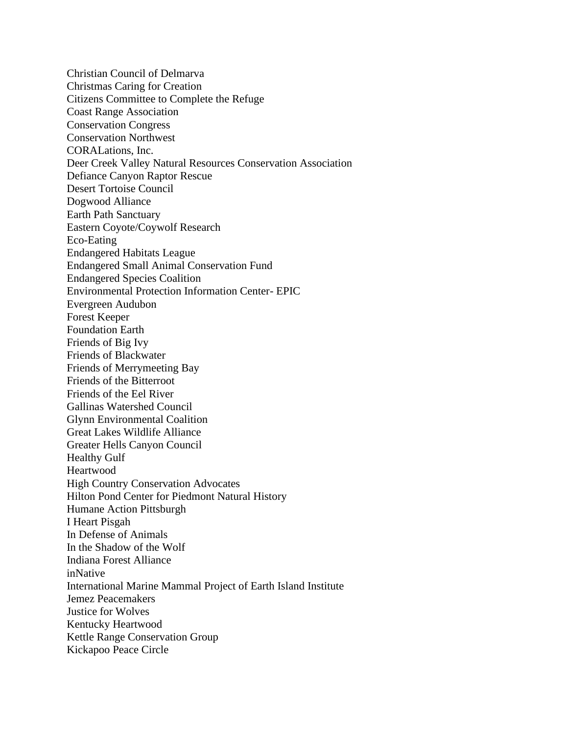Christian Council of Delmarva
Christmas Caring for Creation
Citizens Committee to Complete the Refuge
Coast Range Association
Conservation Congress
Conservation Northwest
CORALations, Inc.
Deer Creek Valley Natural Resources Conservation Association
Defiance Canyon Raptor Rescue
Desert Tortoise Council
Dogwood Alliance
Earth Path Sanctuary
Eastern Coyote/Coywolf Research
Eco-Eating
Endangered Habitats League
Endangered Small Animal Conservation Fund
Endangered Species Coalition
Environmental Protection Information Center- EPIC
Evergreen Audubon
Forest Keeper
Foundation Earth
Friends of Big Ivy
Friends of Blackwater
Friends of Merrymeeting Bay
Friends of the Bitterroot
Friends of the Eel River
Gallinas Watershed Council
Glynn Environmental Coalition
Great Lakes Wildlife Alliance
Greater Hells Canyon Council
Healthy Gulf
Heartwood
High Country Conservation Advocates
Hilton Pond Center for Piedmont Natural History
Humane Action Pittsburgh
I Heart Pisgah
In Defense of Animals
In the Shadow of the Wolf
Indiana Forest Alliance
inNative
International Marine Mammal Project of Earth Island Institute
Jemez Peacemakers
Justice for Wolves
Kentucky Heartwood
Kettle Range Conservation Group
Kickapoo Peace Circle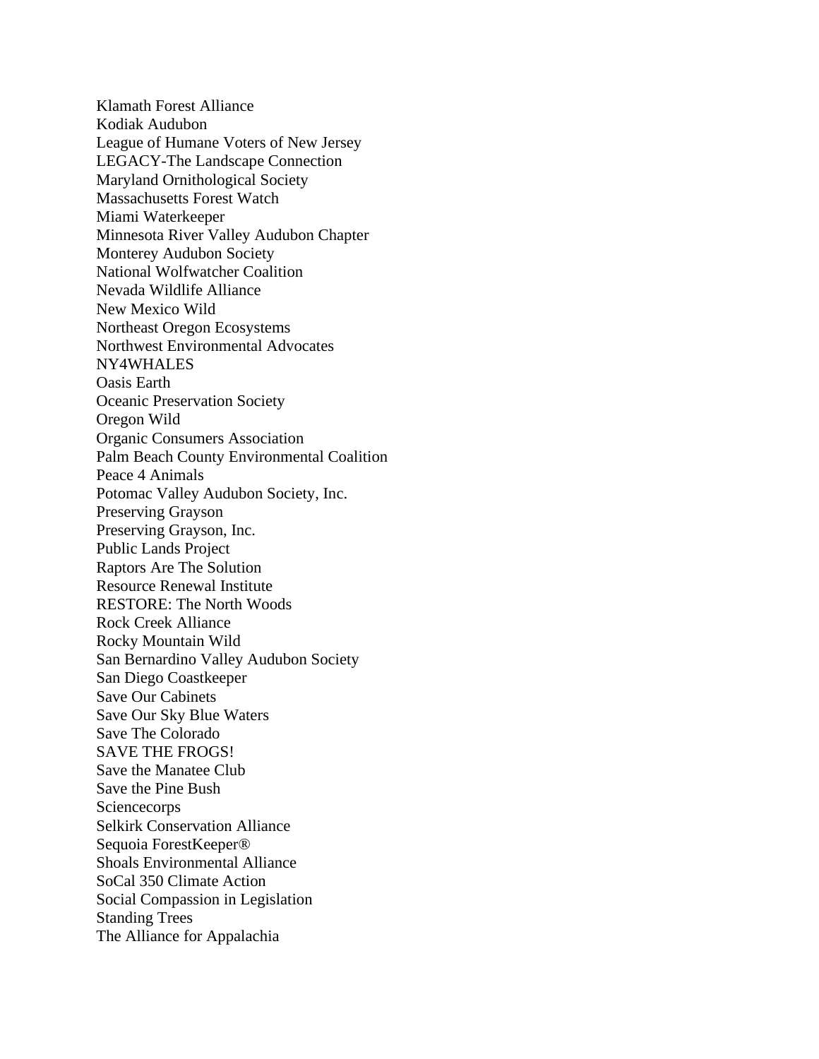Klamath Forest Alliance
Kodiak Audubon
League of Humane Voters of New Jersey
LEGACY-The Landscape Connection
Maryland Ornithological Society
Massachusetts Forest Watch
Miami Waterkeeper
Minnesota River Valley Audubon Chapter
Monterey Audubon Society
National Wolfwatcher Coalition
Nevada Wildlife Alliance
New Mexico Wild
Northeast Oregon Ecosystems
Northwest Environmental Advocates
NY4WHALES
Oasis Earth
Oceanic Preservation Society
Oregon Wild
Organic Consumers Association
Palm Beach County Environmental Coalition
Peace 4 Animals
Potomac Valley Audubon Society, Inc.
Preserving Grayson
Preserving Grayson, Inc.
Public Lands Project
Raptors Are The Solution
Resource Renewal Institute
RESTORE: The North Woods
Rock Creek Alliance
Rocky Mountain Wild
San Bernardino Valley Audubon Society
San Diego Coastkeeper
Save Our Cabinets
Save Our Sky Blue Waters
Save The Colorado
SAVE THE FROGS!
Save the Manatee Club
Save the Pine Bush
Sciencecorps
Selkirk Conservation Alliance
Sequoia ForestKeeper®
Shoals Environmental Alliance
SoCal 350 Climate Action
Social Compassion in Legislation
Standing Trees
The Alliance for Appalachia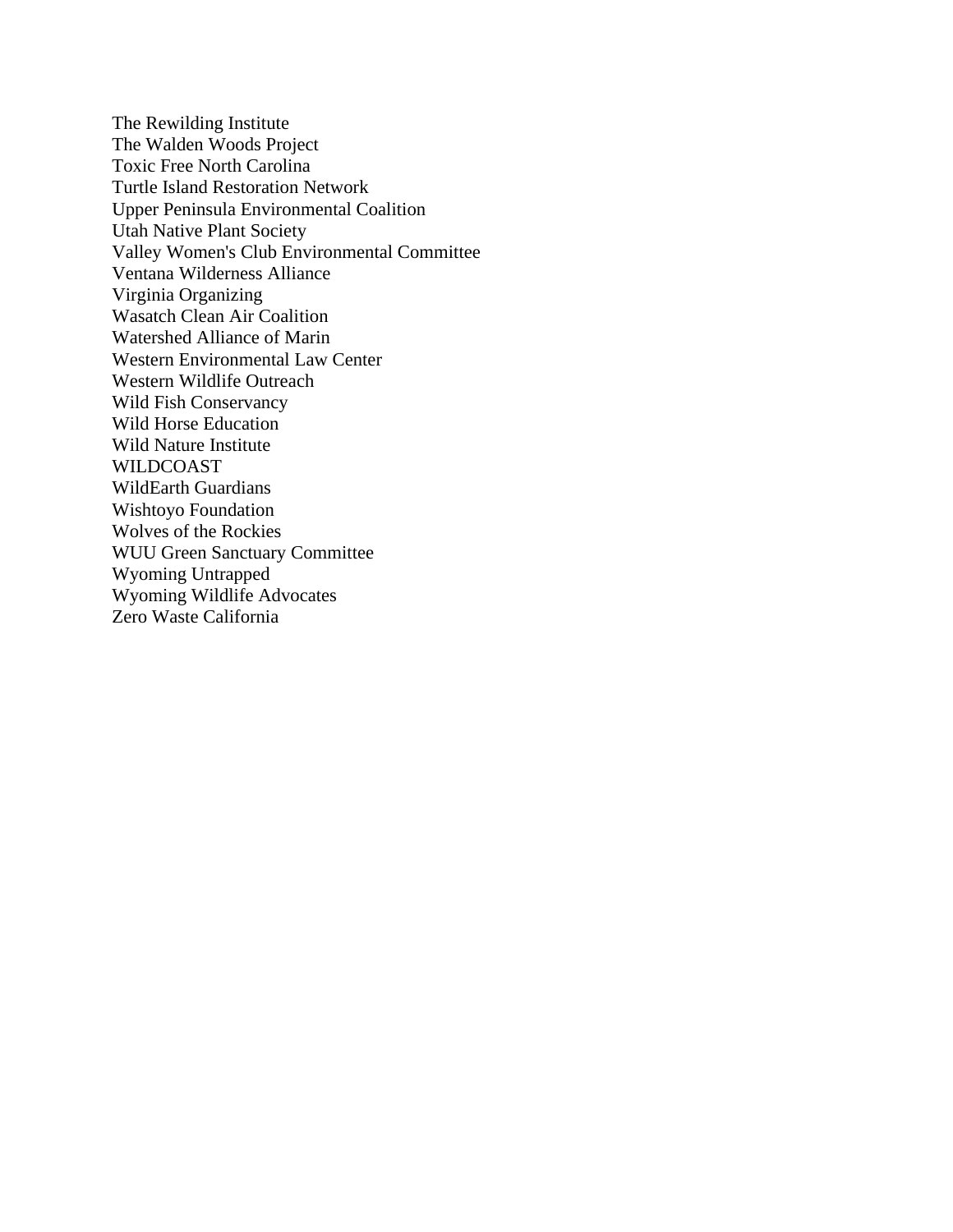The Rewilding Institute
The Walden Woods Project
Toxic Free North Carolina
Turtle Island Restoration Network
Upper Peninsula Environmental Coalition
Utah Native Plant Society
Valley Women's Club Environmental Committee
Ventana Wilderness Alliance
Virginia Organizing
Wasatch Clean Air Coalition
Watershed Alliance of Marin
Western Environmental Law Center
Western Wildlife Outreach
Wild Fish Conservancy
Wild Horse Education
Wild Nature Institute
WILDCOAST
WildEarth Guardians
Wishtoyo Foundation
Wolves of the Rockies
WUU Green Sanctuary Committee
Wyoming Untrapped
Wyoming Wildlife Advocates
Zero Waste California